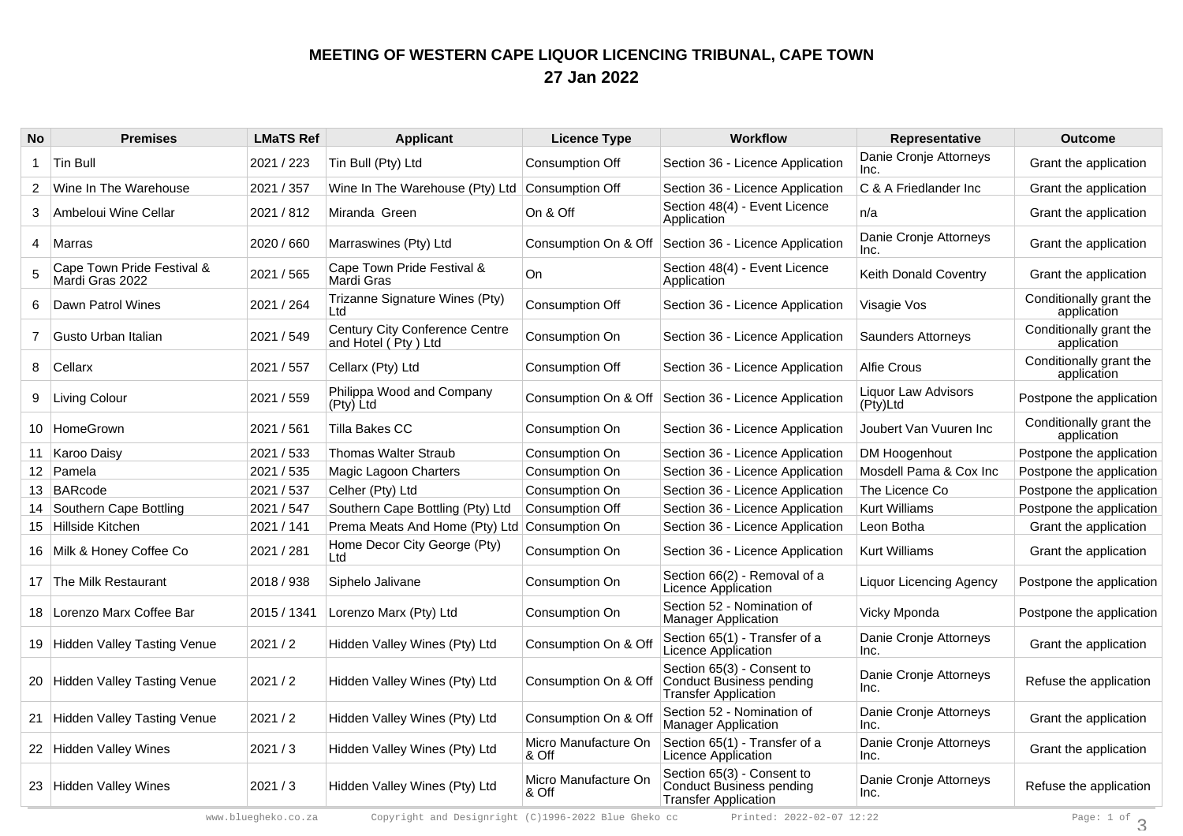# MEETING OF WESTERN CAPE LIQUOR LICENCING TRIBUNAL, CAPE TOWN
## 27 Jan 2022

| No | Premises | LMaTS Ref | Applicant | Licence Type | Workflow | Representative | Outcome |
|---|---|---|---|---|---|---|---|
| 1 | Tin Bull | 2021 / 223 | Tin Bull (Pty) Ltd | Consumption Off | Section 36 - Licence Application | Danie Cronje Attorneys Inc. | Grant the application |
| 2 | Wine In The Warehouse | 2021 / 357 | Wine In The Warehouse (Pty) Ltd | Consumption Off | Section 36 - Licence Application | C & A Friedlander Inc | Grant the application |
| 3 | Ambeloui Wine Cellar | 2021 / 812 | Miranda Green | On & Off | Section 48(4) - Event Licence Application | n/a | Grant the application |
| 4 | Marras | 2020 / 660 | Marraswines (Pty) Ltd | Consumption On & Off | Section 36 - Licence Application | Danie Cronje Attorneys Inc. | Grant the application |
| 5 | Cape Town Pride Festival & Mardi Gras 2022 | 2021 / 565 | Cape Town Pride Festival & Mardi Gras | On | Section 48(4) - Event Licence Application | Keith Donald Coventry | Grant the application |
| 6 | Dawn Patrol Wines | 2021 / 264 | Trizanne Signature Wines (Pty) Ltd | Consumption Off | Section 36 - Licence Application | Visagie Vos | Conditionally grant the application |
| 7 | Gusto Urban Italian | 2021 / 549 | Century City Conference Centre and Hotel ( Pty ) Ltd | Consumption On | Section 36 - Licence Application | Saunders Attorneys | Conditionally grant the application |
| 8 | Cellarx | 2021 / 557 | Cellarx (Pty) Ltd | Consumption Off | Section 36 - Licence Application | Alfie Crous | Conditionally grant the application |
| 9 | Living Colour | 2021 / 559 | Philippa Wood and Company (Pty) Ltd | Consumption On & Off | Section 36 - Licence Application | Liquor Law Advisors (Pty)Ltd | Postpone the application |
| 10 | HomeGrown | 2021 / 561 | Tilla Bakes CC | Consumption On | Section 36 - Licence Application | Joubert Van Vuuren Inc | Conditionally grant the application |
| 11 | Karoo Daisy | 2021 / 533 | Thomas Walter Straub | Consumption On | Section 36 - Licence Application | DM Hoogenhout | Postpone the application |
| 12 | Pamela | 2021 / 535 | Magic Lagoon Charters | Consumption On | Section 36 - Licence Application | Mosdell Pama & Cox Inc | Postpone the application |
| 13 | BARcode | 2021 / 537 | Celher (Pty) Ltd | Consumption On | Section 36 - Licence Application | The Licence Co | Postpone the application |
| 14 | Southern Cape Bottling | 2021 / 547 | Southern Cape Bottling (Pty) Ltd | Consumption Off | Section 36 - Licence Application | Kurt Williams | Postpone the application |
| 15 | Hillside Kitchen | 2021 / 141 | Prema Meats And Home (Pty) Ltd | Consumption On | Section 36 - Licence Application | Leon Botha | Grant the application |
| 16 | Milk & Honey Coffee Co | 2021 / 281 | Home Decor City George (Pty) Ltd | Consumption On | Section 36 - Licence Application | Kurt Williams | Grant the application |
| 17 | The Milk Restaurant | 2018 / 938 | Siphelo Jalivane | Consumption On | Section 66(2) - Removal of a Licence Application | Liquor Licencing Agency | Postpone the application |
| 18 | Lorenzo Marx Coffee Bar | 2015 / 1341 | Lorenzo Marx (Pty) Ltd | Consumption On | Section 52 - Nomination of Manager Application | Vicky Mponda | Postpone the application |
| 19 | Hidden Valley Tasting Venue | 2021 / 2 | Hidden Valley Wines (Pty) Ltd | Consumption On & Off | Section 65(1) - Transfer of a Licence Application | Danie Cronje Attorneys Inc. | Grant the application |
| 20 | Hidden Valley Tasting Venue | 2021 / 2 | Hidden Valley Wines (Pty) Ltd | Consumption On & Off | Section 65(3) - Consent to Conduct Business pending Transfer Application | Danie Cronje Attorneys Inc. | Refuse the application |
| 21 | Hidden Valley Tasting Venue | 2021 / 2 | Hidden Valley Wines (Pty) Ltd | Consumption On & Off | Section 52 - Nomination of Manager Application | Danie Cronje Attorneys Inc. | Grant the application |
| 22 | Hidden Valley Wines | 2021 / 3 | Hidden Valley Wines (Pty) Ltd | Micro Manufacture On & Off | Section 65(1) - Transfer of a Licence Application | Danie Cronje Attorneys Inc. | Grant the application |
| 23 | Hidden Valley Wines | 2021 / 3 | Hidden Valley Wines (Pty) Ltd | Micro Manufacture On & Off | Section 65(3) - Consent to Conduct Business pending Transfer Application | Danie Cronje Attorneys Inc. | Refuse the application |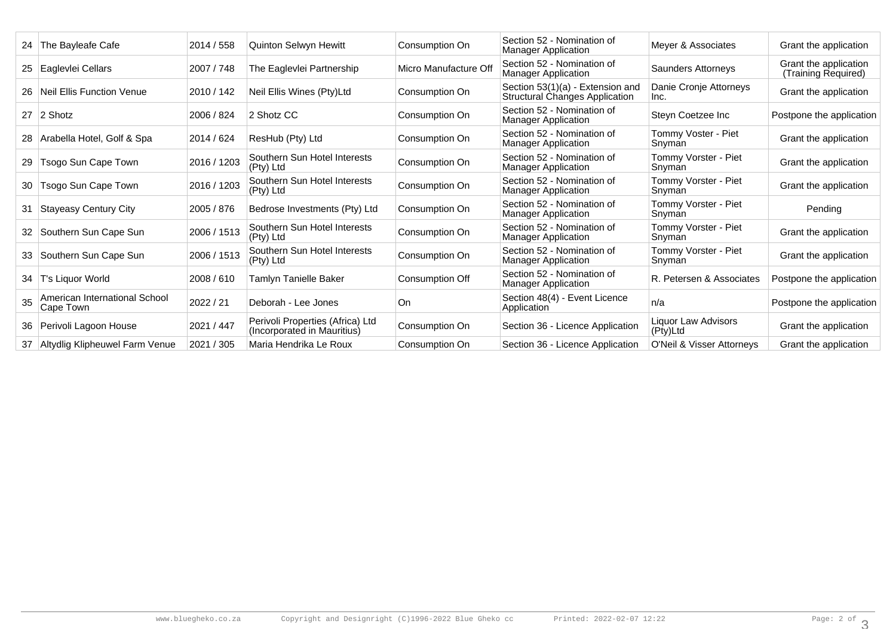| | | | | | | | |
|---|---|---|---|---|---|---|---|
| 24 | The Bayleafe Cafe | 2014 / 558 | Quinton Selwyn Hewitt | Consumption On | Section 52 - Nomination of Manager Application | Meyer & Associates | Grant the application |
| 25 | Eaglevlei Cellars | 2007 / 748 | The Eaglevlei Partnership | Micro Manufacture Off | Section 52 - Nomination of Manager Application | Saunders Attorneys | Grant the application (Training Required) |
| 26 | Neil Ellis Function Venue | 2010 / 142 | Neil Ellis Wines (Pty)Ltd | Consumption On | Section 53(1)(a) - Extension and Structural Changes Application | Danie Cronje Attorneys Inc. | Grant the application |
| 27 | 2 Shotz | 2006 / 824 | 2 Shotz CC | Consumption On | Section 52 - Nomination of Manager Application | Steyn Coetzee Inc | Postpone the application |
| 28 | Arabella Hotel, Golf & Spa | 2014 / 624 | ResHub (Pty) Ltd | Consumption On | Section 52 - Nomination of Manager Application | Tommy Voster - Piet Snyman | Grant the application |
| 29 | Tsogo Sun Cape Town | 2016 / 1203 | Southern Sun Hotel Interests (Pty) Ltd | Consumption On | Section 52 - Nomination of Manager Application | Tommy Vorster - Piet Snyman | Grant the application |
| 30 | Tsogo Sun Cape Town | 2016 / 1203 | Southern Sun Hotel Interests (Pty) Ltd | Consumption On | Section 52 - Nomination of Manager Application | Tommy Vorster - Piet Snyman | Grant the application |
| 31 | Stayeasy Century City | 2005 / 876 | Bedrose Investments (Pty) Ltd | Consumption On | Section 52 - Nomination of Manager Application | Tommy Vorster - Piet Snyman | Pending |
| 32 | Southern Sun Cape Sun | 2006 / 1513 | Southern Sun Hotel Interests (Pty) Ltd | Consumption On | Section 52 - Nomination of Manager Application | Tommy Vorster - Piet Snyman | Grant the application |
| 33 | Southern Sun Cape Sun | 2006 / 1513 | Southern Sun Hotel Interests (Pty) Ltd | Consumption On | Section 52 - Nomination of Manager Application | Tommy Vorster - Piet Snyman | Grant the application |
| 34 | T's Liquor World | 2008 / 610 | Tamlyn Tanielle Baker | Consumption Off | Section 52 - Nomination of Manager Application | R. Petersen & Associates | Postpone the application |
| 35 | American International School Cape Town | 2022 / 21 | Deborah - Lee Jones | On | Section 48(4) - Event Licence Application | n/a | Postpone the application |
| 36 | Perivoli Lagoon House | 2021 / 447 | Perivoli Properties (Africa) Ltd (Incorporated in Mauritius) | Consumption On | Section 36 - Licence Application | Liquor Law Advisors (Pty)Ltd | Grant the application |
| 37 | Altydlig Klipheuwel Farm Venue | 2021 / 305 | Maria Hendrika Le Roux | Consumption On | Section 36 - Licence Application | O'Neil & Visser Attorneys | Grant the application |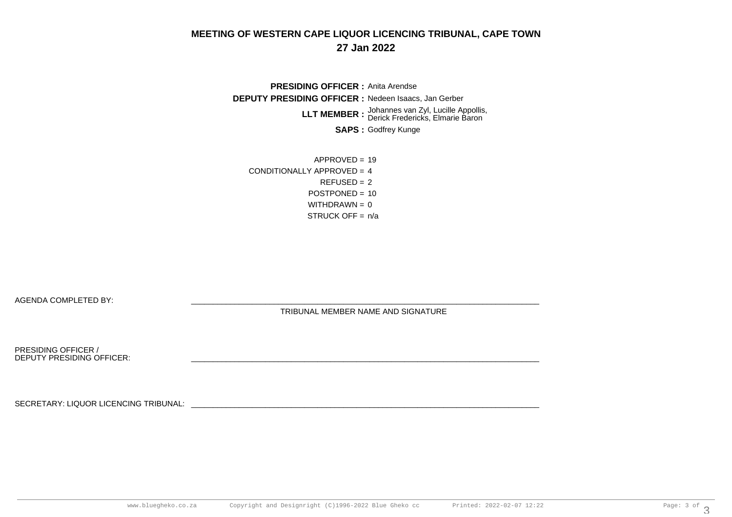# MEETING OF WESTERN CAPE LIQUOR LICENCING TRIBUNAL, CAPE TOWN
## 27 Jan 2022

**PRESIDING OFFICER :** Anita Arendse
**DEPUTY PRESIDING OFFICER :** Nedeen Isaacs, Jan Gerber
**LLT MEMBER :** Johannes van Zyl, Lucille Appollis, Derick Fredericks, Elmarie Baron
**SAPS :** Godfrey Kunge

APPROVED = 19
CONDITIONALLY APPROVED = 4
REFUSED = 2
POSTPONED = 10
WITHDRAWN = 0
STRUCK OFF = n/a

AGENDA COMPLETED BY: ________________________________________
TRIBUNAL MEMBER NAME AND SIGNATURE

PRESIDING OFFICER / DEPUTY PRESIDING OFFICER: ________________________________________

SECRETARY: LIQUOR LICENCING TRIBUNAL: ________________________________________